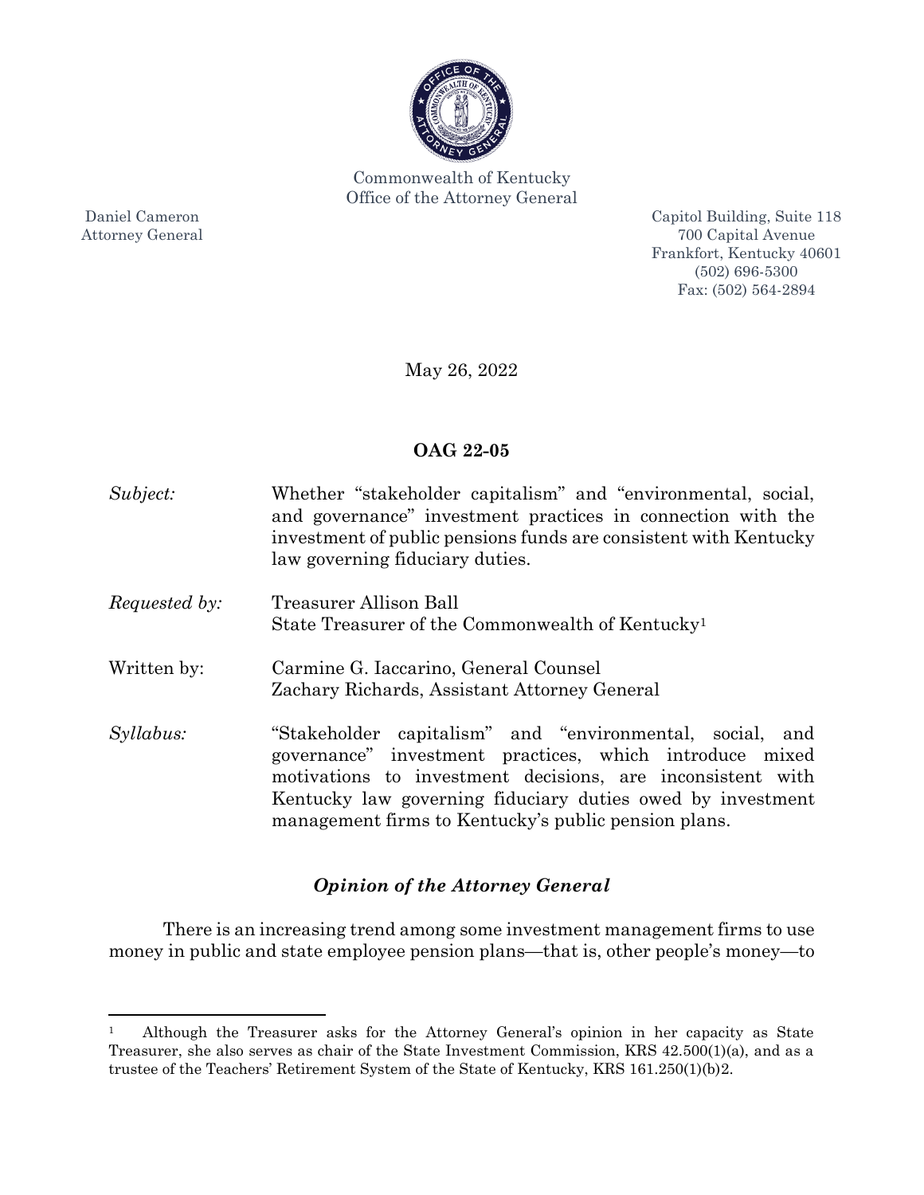Commonwealth of Kentucky
Office of the Attorney General

Daniel Cameron
Attorney General

Capitol Building, Suite 118
700 Capital Avenue
Frankfort, Kentucky 40601
(502) 696-5300
Fax: (502) 564-2894

May 26, 2022

**OAG 22-05**

*Subject:* Whether "stakeholder capitalism" and "environmental, social, and governance" investment practices in connection with the investment of public pensions funds are consistent with Kentucky law governing fiduciary duties.

*Requested by:* Treasurer Allison Ball
State Treasurer of the Commonwealth of Kentucky[1]

Written by: Carmine G. Iaccarino, General Counsel
Zachary Richards, Assistant Attorney General

*Syllabus:* "Stakeholder capitalism" and "environmental, social, and governance" investment practices, which introduce mixed motivations to investment decisions, are inconsistent with Kentucky law governing fiduciary duties owed by investment management firms to Kentucky's public pension plans.

## *Opinion of the Attorney General*

There is an increasing trend among some investment management firms to use money in public and state employee pension plans—that is, other people's money—to

---

[1] Although the Treasurer asks for the Attorney General's opinion in her capacity as State Treasurer, she also serves as chair of the State Investment Commission, KRS 42.500(1)(a), and as a trustee of the Teachers' Retirement System of the State of Kentucky, KRS 161.250(1)(b)2.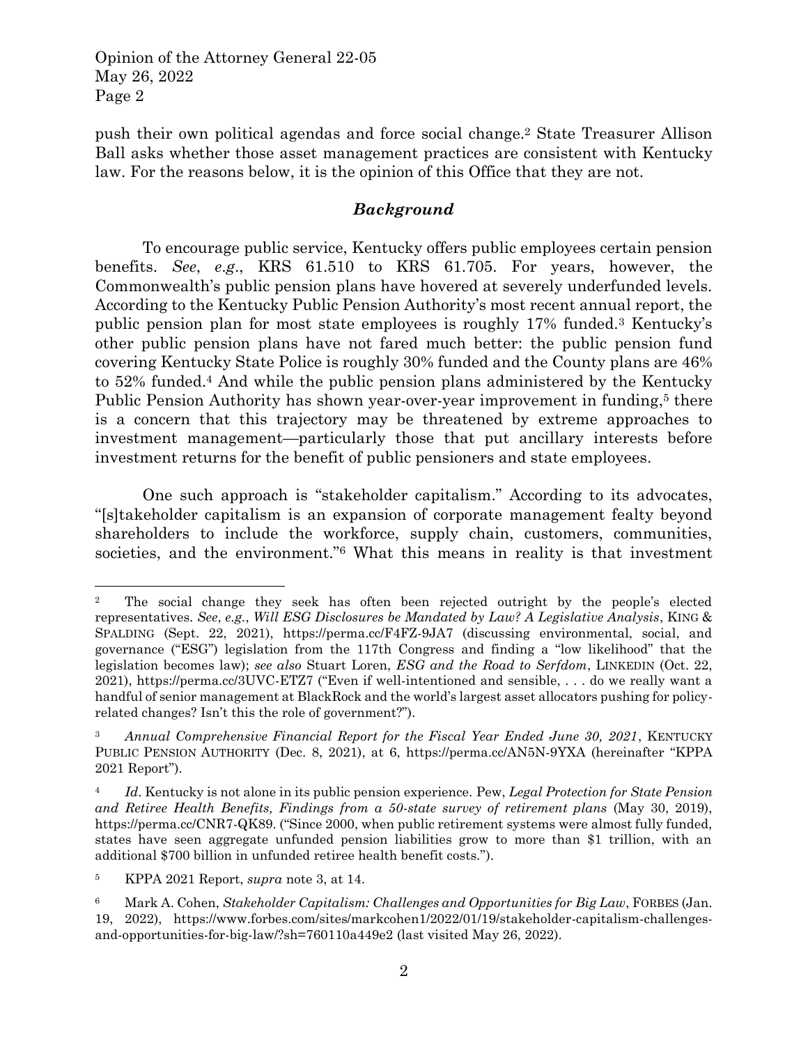push their own political agendas and force social change.[2] State Treasurer Allison Ball asks whether those asset management practices are consistent with Kentucky law. For the reasons below, it is the opinion of this Office that they are not.

## *Background*

To encourage public service, Kentucky offers public employees certain pension benefits. *See*, *e.g.*, KRS 61.510 to KRS 61.705. For years, however, the Commonwealth's public pension plans have hovered at severely underfunded levels. According to the Kentucky Public Pension Authority's most recent annual report, the public pension plan for most state employees is roughly 17% funded.[3] Kentucky's other public pension plans have not fared much better: the public pension fund covering Kentucky State Police is roughly 30% funded and the County plans are 46% to 52% funded.[4] And while the public pension plans administered by the Kentucky Public Pension Authority has shown year-over-year improvement in funding,[5] there is a concern that this trajectory may be threatened by extreme approaches to investment management—particularly those that put ancillary interests before investment returns for the benefit of public pensioners and state employees.

One such approach is "stakeholder capitalism." According to its advocates, "[s]takeholder capitalism is an expansion of corporate management fealty beyond shareholders to include the workforce, supply chain, customers, communities, societies, and the environment."[6] What this means in reality is that investment

---

[2] The social change they seek has often been rejected outright by the people's elected representatives. *See*, *e.g.*, *Will ESG Disclosures be Mandated by Law? A Legislative Analysis*, KING & SPALDING (Sept. 22, 2021), https://perma.cc/F4FZ-9JA7 (discussing environmental, social, and governance ("ESG") legislation from the 117th Congress and finding a "low likelihood" that the legislation becomes law); *see also* Stuart Loren, *ESG and the Road to Serfdom*, LINKEDIN (Oct. 22, 2021), https://perma.cc/3UVC-ETZ7 ("Even if well-intentioned and sensible, . . . do we really want a handful of senior management at BlackRock and the world's largest asset allocators pushing for policy-related changes? Isn't this the role of government?").

[3] *Annual Comprehensive Financial Report for the Fiscal Year Ended June 30, 2021*, KENTUCKY PUBLIC PENSION AUTHORITY (Dec. 8, 2021), at 6, https://perma.cc/AN5N-9YXA (hereinafter "KPPA 2021 Report").

[4] *Id*. Kentucky is not alone in its public pension experience. Pew, *Legal Protection for State Pension and Retiree Health Benefits, Findings from a 50-state survey of retirement plans* (May 30, 2019), https://perma.cc/CNR7-QK89. ("Since 2000, when public retirement systems were almost fully funded, states have seen aggregate unfunded pension liabilities grow to more than $1 trillion, with an additional $700 billion in unfunded retiree health benefit costs.").

[5] KPPA 2021 Report, *supra* note 3, at 14.

[6] Mark A. Cohen, *Stakeholder Capitalism: Challenges and Opportunities for Big Law*, FORBES (Jan. 19, 2022), https://www.forbes.com/sites/markcohen1/2022/01/19/stakeholder-capitalism-challenges-and-opportunities-for-big-law/?sh=760110a449e2 (last visited May 26, 2022).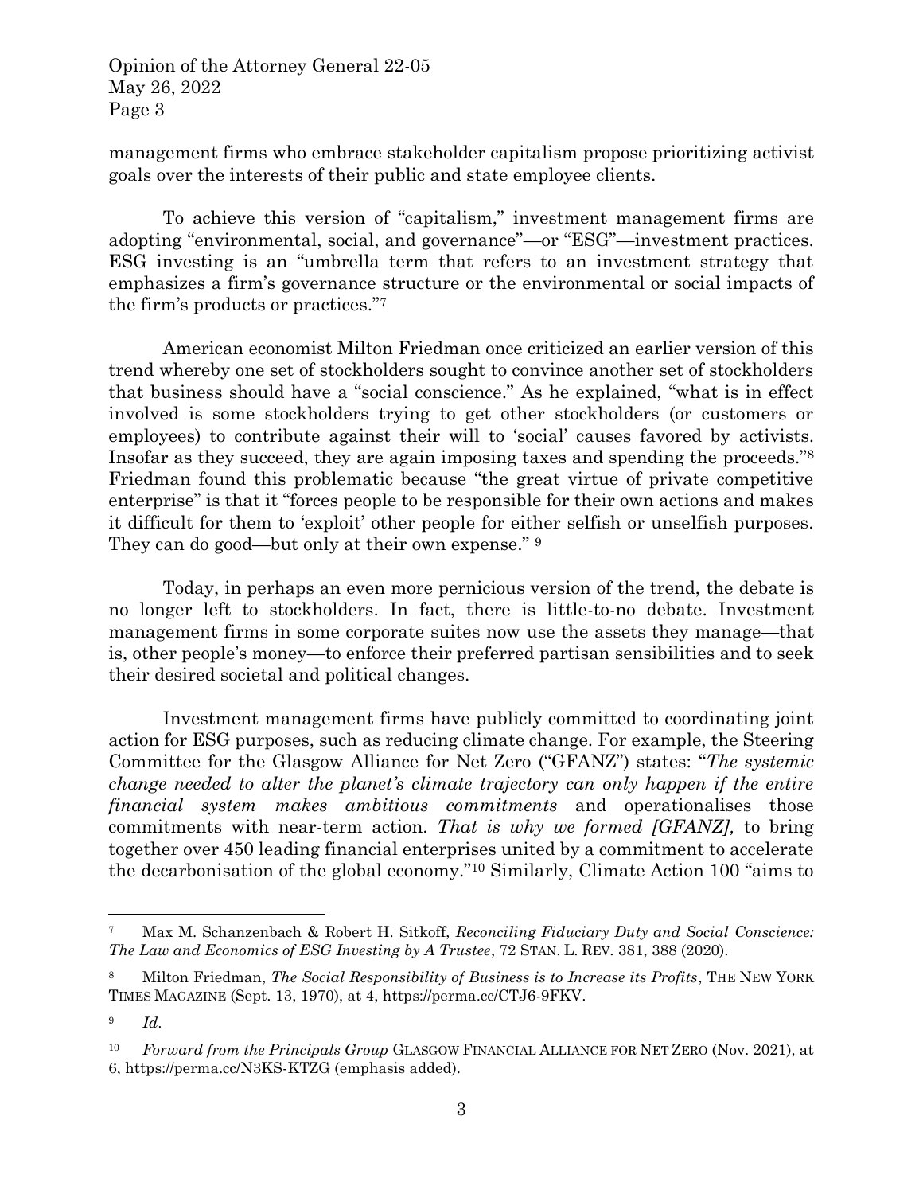management firms who embrace stakeholder capitalism propose prioritizing activist goals over the interests of their public and state employee clients.

To achieve this version of "capitalism," investment management firms are adopting "environmental, social, and governance"—or "ESG"—investment practices. ESG investing is an "umbrella term that refers to an investment strategy that emphasizes a firm's governance structure or the environmental or social impacts of the firm's products or practices."[7]

American economist Milton Friedman once criticized an earlier version of this trend whereby one set of stockholders sought to convince another set of stockholders that business should have a "social conscience." As he explained, "what is in effect involved is some stockholders trying to get other stockholders (or customers or employees) to contribute against their will to 'social' causes favored by activists. Insofar as they succeed, they are again imposing taxes and spending the proceeds."[8] Friedman found this problematic because "the great virtue of private competitive enterprise" is that it "forces people to be responsible for their own actions and makes it difficult for them to 'exploit' other people for either selfish or unselfish purposes. They can do good—but only at their own expense." [9]

Today, in perhaps an even more pernicious version of the trend, the debate is no longer left to stockholders. In fact, there is little-to-no debate. Investment management firms in some corporate suites now use the assets they manage—that is, other people's money—to enforce their preferred partisan sensibilities and to seek their desired societal and political changes.

Investment management firms have publicly committed to coordinating joint action for ESG purposes, such as reducing climate change. For example, the Steering Committee for the Glasgow Alliance for Net Zero ("GFANZ") states: "*The systemic change needed to alter the planet's climate trajectory can only happen if the entire financial system makes ambitious commitments* and operationalises those commitments with near-term action. *That is why we formed [GFANZ],* to bring together over 450 leading financial enterprises united by a commitment to accelerate the decarbonisation of the global economy."[10] Similarly, Climate Action 100 "aims to

---

[7] Max M. Schanzenbach & Robert H. Sitkoff, *Reconciling Fiduciary Duty and Social Conscience: The Law and Economics of ESG Investing by A Trustee*, 72 STAN. L. REV. 381, 388 (2020).

[8] Milton Friedman, *The Social Responsibility of Business is to Increase its Profits*, THE NEW YORK TIMES MAGAZINE (Sept. 13, 1970), at 4, https://perma.cc/CTJ6-9FKV.

[9] *Id*.

[10] *Forward from the Principals Group* GLASGOW FINANCIAL ALLIANCE FOR NET ZERO (Nov. 2021), at 6, https://perma.cc/N3KS-KTZG (emphasis added).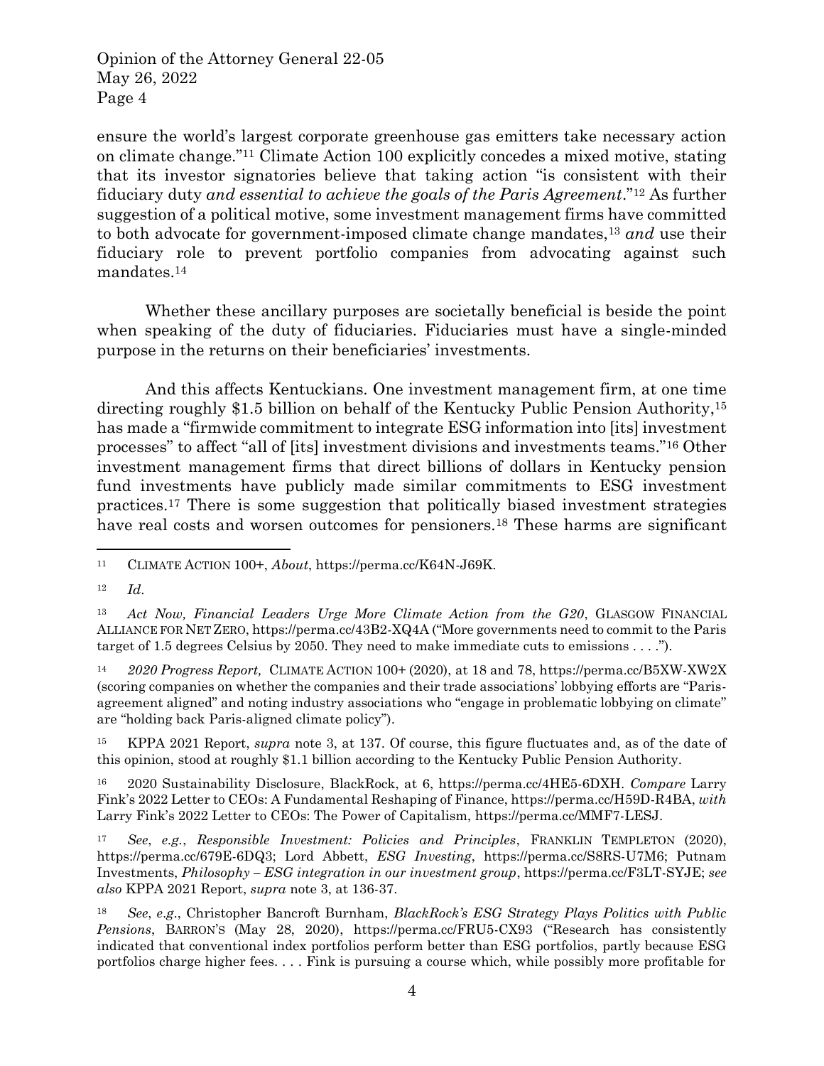ensure the world's largest corporate greenhouse gas emitters take necessary action on climate change."[11] Climate Action 100 explicitly concedes a mixed motive, stating that its investor signatories believe that taking action "is consistent with their fiduciary duty *and essential to achieve the goals of the Paris Agreement*."[12] As further suggestion of a political motive, some investment management firms have committed to both advocate for government-imposed climate change mandates,[13] *and* use their fiduciary role to prevent portfolio companies from advocating against such mandates.[14]

Whether these ancillary purposes are societally beneficial is beside the point when speaking of the duty of fiduciaries. Fiduciaries must have a single-minded purpose in the returns on their beneficiaries' investments.

And this affects Kentuckians. One investment management firm, at one time directing roughly $1.5 billion on behalf of the Kentucky Public Pension Authority,[15] has made a "firmwide commitment to integrate ESG information into [its] investment processes" to affect "all of [its] investment divisions and investments teams."[16] Other investment management firms that direct billions of dollars in Kentucky pension fund investments have publicly made similar commitments to ESG investment practices.[17] There is some suggestion that politically biased investment strategies have real costs and worsen outcomes for pensioners.[18] These harms are significant

---

[11] CLIMATE ACTION 100+, *About*, https://perma.cc/K64N-J69K.

[12] *Id*.

[13] *Act Now, Financial Leaders Urge More Climate Action from the G20*, GLASGOW FINANCIAL ALLIANCE FOR NET ZERO, https://perma.cc/43B2-XQ4A ("More governments need to commit to the Paris target of 1.5 degrees Celsius by 2050. They need to make immediate cuts to emissions . . . .").

[14] *2020 Progress Report,* CLIMATE ACTION 100+ (2020), at 18 and 78, https://perma.cc/B5XW-XW2X (scoring companies on whether the companies and their trade associations' lobbying efforts are "Paris-agreement aligned" and noting industry associations who "engage in problematic lobbying on climate" are "holding back Paris-aligned climate policy").

[15] KPPA 2021 Report, *supra* note 3, at 137. Of course, this figure fluctuates and, as of the date of this opinion, stood at roughly $1.1 billion according to the Kentucky Public Pension Authority.

[16] 2020 Sustainability Disclosure, BlackRock, at 6, https://perma.cc/4HE5-6DXH. *Compare* Larry Fink's 2022 Letter to CEOs: A Fundamental Reshaping of Finance, https://perma.cc/H59D-R4BA, *with* Larry Fink's 2022 Letter to CEOs: The Power of Capitalism, https://perma.cc/MMF7-LESJ.

[17] *See*, *e.g.*, *Responsible Investment: Policies and Principles*, FRANKLIN TEMPLETON (2020), https://perma.cc/679E-6DQ3; Lord Abbett, *ESG Investing*, https://perma.cc/S8RS-U7M6; Putnam Investments, *Philosophy – ESG integration in our investment group*, https://perma.cc/F3LT-SYJE; *see also* KPPA 2021 Report, *supra* note 3, at 136-37.

[18] *See*, *e.g.*, Christopher Bancroft Burnham, *BlackRock's ESG Strategy Plays Politics with Public Pensions*, BARRON'S (May 28, 2020), https://perma.cc/FRU5-CX93 ("Research has consistently indicated that conventional index portfolios perform better than ESG portfolios, partly because ESG portfolios charge higher fees. . . . Fink is pursuing a course which, while possibly more profitable for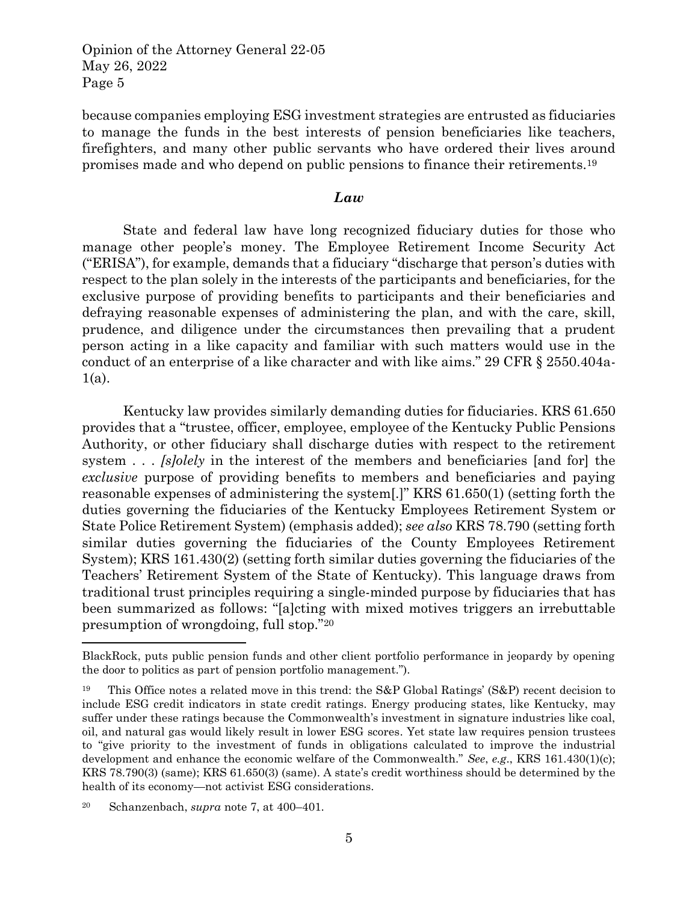because companies employing ESG investment strategies are entrusted as fiduciaries to manage the funds in the best interests of pension beneficiaries like teachers, firefighters, and many other public servants who have ordered their lives around promises made and who depend on public pensions to finance their retirements.[19]

## *Law*

State and federal law have long recognized fiduciary duties for those who manage other people's money. The Employee Retirement Income Security Act ("ERISA"), for example, demands that a fiduciary "discharge that person's duties with respect to the plan solely in the interests of the participants and beneficiaries, for the exclusive purpose of providing benefits to participants and their beneficiaries and defraying reasonable expenses of administering the plan, and with the care, skill, prudence, and diligence under the circumstances then prevailing that a prudent person acting in a like capacity and familiar with such matters would use in the conduct of an enterprise of a like character and with like aims." 29 CFR § 2550.404a-1(a).

Kentucky law provides similarly demanding duties for fiduciaries. KRS 61.650 provides that a "trustee, officer, employee, employee of the Kentucky Public Pensions Authority, or other fiduciary shall discharge duties with respect to the retirement system . . . *[s]olely* in the interest of the members and beneficiaries [and for] the *exclusive* purpose of providing benefits to members and beneficiaries and paying reasonable expenses of administering the system[.]" KRS 61.650(1) (setting forth the duties governing the fiduciaries of the Kentucky Employees Retirement System or State Police Retirement System) (emphasis added); *see also* KRS 78.790 (setting forth similar duties governing the fiduciaries of the County Employees Retirement System); KRS 161.430(2) (setting forth similar duties governing the fiduciaries of the Teachers' Retirement System of the State of Kentucky). This language draws from traditional trust principles requiring a single-minded purpose by fiduciaries that has been summarized as follows: "[a]cting with mixed motives triggers an irrebuttable presumption of wrongdoing, full stop."[20]

---

BlackRock, puts public pension funds and other client portfolio performance in jeopardy by opening the door to politics as part of pension portfolio management.").

[19] This Office notes a related move in this trend: the S&P Global Ratings' (S&P) recent decision to include ESG credit indicators in state credit ratings. Energy producing states, like Kentucky, may suffer under these ratings because the Commonwealth's investment in signature industries like coal, oil, and natural gas would likely result in lower ESG scores. Yet state law requires pension trustees to "give priority to the investment of funds in obligations calculated to improve the industrial development and enhance the economic welfare of the Commonwealth." *See*, *e.g*., KRS 161.430(1)(c); KRS 78.790(3) (same); KRS 61.650(3) (same). A state's credit worthiness should be determined by the health of its economy—not activist ESG considerations.

[20] Schanzenbach, *supra* note 7, at 400–401.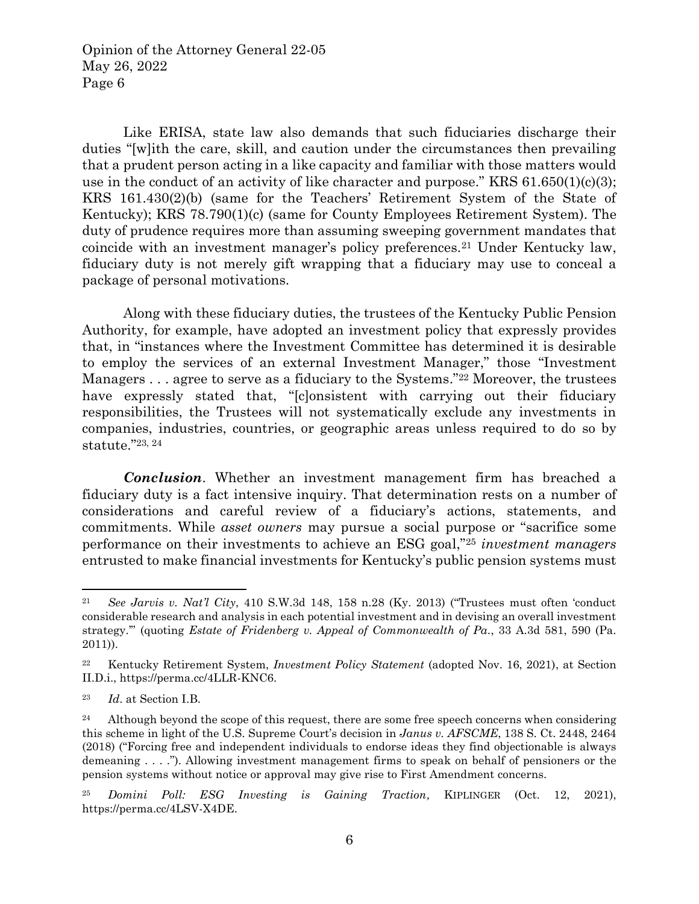Like ERISA, state law also demands that such fiduciaries discharge their duties "[w]ith the care, skill, and caution under the circumstances then prevailing that a prudent person acting in a like capacity and familiar with those matters would use in the conduct of an activity of like character and purpose." KRS 61.650(1)(c)(3); KRS 161.430(2)(b) (same for the Teachers' Retirement System of the State of Kentucky); KRS 78.790(1)(c) (same for County Employees Retirement System). The duty of prudence requires more than assuming sweeping government mandates that coincide with an investment manager's policy preferences.[21] Under Kentucky law, fiduciary duty is not merely gift wrapping that a fiduciary may use to conceal a package of personal motivations.

Along with these fiduciary duties, the trustees of the Kentucky Public Pension Authority, for example, have adopted an investment policy that expressly provides that, in "instances where the Investment Committee has determined it is desirable to employ the services of an external Investment Manager," those "Investment Managers . . . agree to serve as a fiduciary to the Systems."[22] Moreover, the trustees have expressly stated that, "[c]onsistent with carrying out their fiduciary responsibilities, the Trustees will not systematically exclude any investments in companies, industries, countries, or geographic areas unless required to do so by statute."[23, 24]

***Conclusion***. Whether an investment management firm has breached a fiduciary duty is a fact intensive inquiry. That determination rests on a number of considerations and careful review of a fiduciary's actions, statements, and commitments. While *asset owners* may pursue a social purpose or "sacrifice some performance on their investments to achieve an ESG goal,"[25] *investment managers* entrusted to make financial investments for Kentucky's public pension systems must

---

[21] *See Jarvis v. Nat'l City*, 410 S.W.3d 148, 158 n.28 (Ky. 2013) ("Trustees must often 'conduct considerable research and analysis in each potential investment and in devising an overall investment strategy.'" (quoting *Estate of Fridenberg v. Appeal of Commonwealth of Pa.*, 33 A.3d 581, 590 (Pa. 2011)).

[22] Kentucky Retirement System, *Investment Policy Statement* (adopted Nov. 16, 2021), at Section II.D.i., https://perma.cc/4LLR-KNC6.

[23] *Id*. at Section I.B.

[24] Although beyond the scope of this request, there are some free speech concerns when considering this scheme in light of the U.S. Supreme Court's decision in *Janus v. AFSCME*, 138 S. Ct. 2448, 2464 (2018) ("Forcing free and independent individuals to endorse ideas they find objectionable is always demeaning . . . ."). Allowing investment management firms to speak on behalf of pensioners or the pension systems without notice or approval may give rise to First Amendment concerns.

[25] *Domini Poll: ESG Investing is Gaining Traction,* KIPLINGER (Oct. 12, 2021), https://perma.cc/4LSV-X4DE.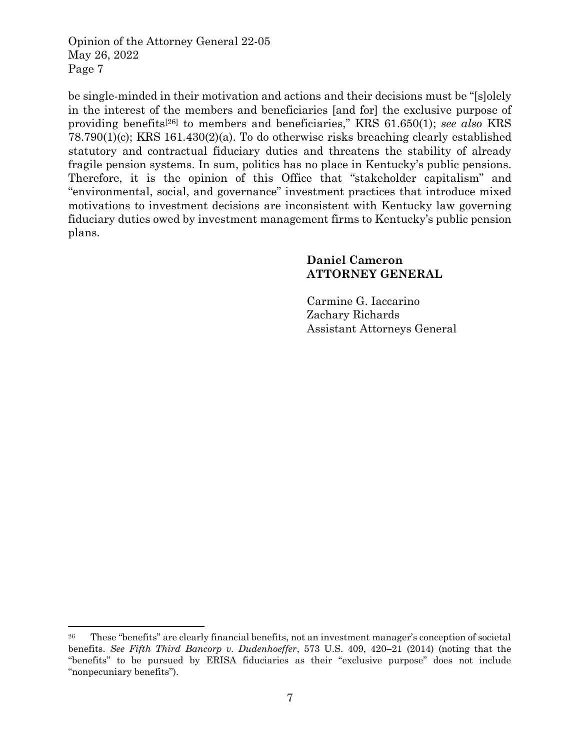be single-minded in their motivation and actions and their decisions must be "[s]olely in the interest of the members and beneficiaries [and for] the exclusive purpose of providing benefits[26] to members and beneficiaries," KRS 61.650(1); *see also* KRS 78.790(1)(c); KRS 161.430(2)(a). To do otherwise risks breaching clearly established statutory and contractual fiduciary duties and threatens the stability of already fragile pension systems. In sum, politics has no place in Kentucky's public pensions. Therefore, it is the opinion of this Office that "stakeholder capitalism" and "environmental, social, and governance" investment practices that introduce mixed motivations to investment decisions are inconsistent with Kentucky law governing fiduciary duties owed by investment management firms to Kentucky's public pension plans.

**Daniel Cameron**
**ATTORNEY GENERAL**

Carmine G. Iaccarino
Zachary Richards
Assistant Attorneys General

---

[26] These "benefits" are clearly financial benefits, not an investment manager's conception of societal benefits. *See Fifth Third Bancorp v. Dudenhoeffer*, 573 U.S. 409, 420–21 (2014) (noting that the "benefits" to be pursued by ERISA fiduciaries as their "exclusive purpose" does not include "nonpecuniary benefits").